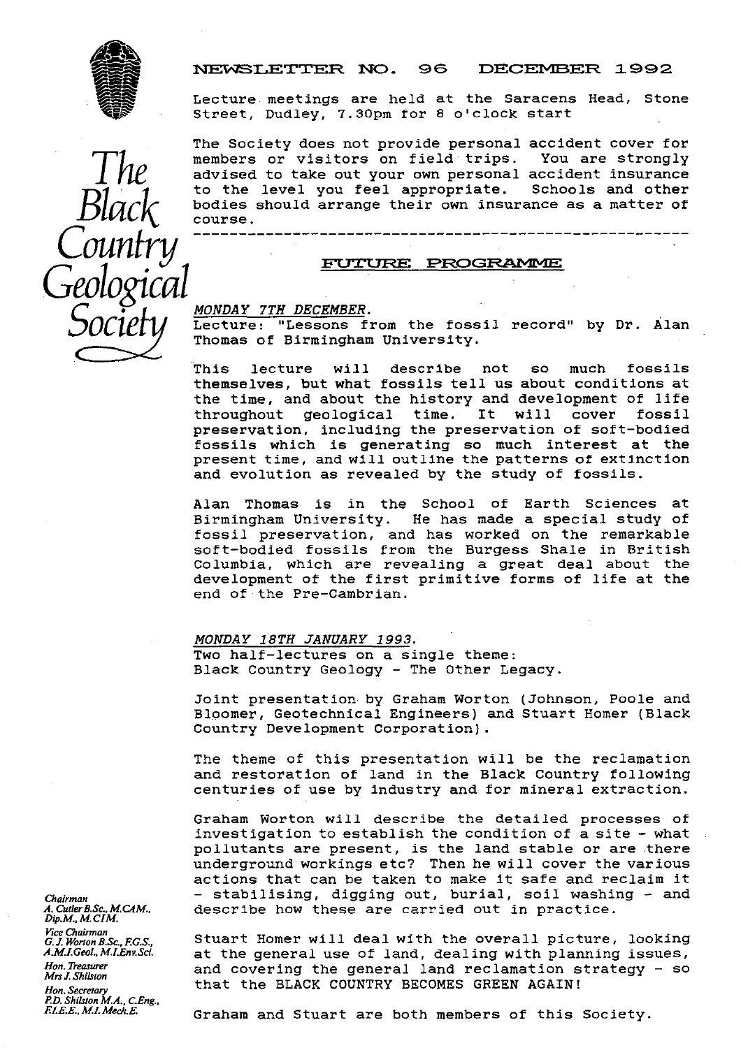# NEWSLETTER NO. 96 DECEMBER 1992

**The Black Country Geological Society**

Lecture meetings are held at the Saracens Head, Stone Street, Dudley, 7.30pm for 8 o'clock start

The Society does not provide personal accident cover for members or visitors on field trips. You are strongly advised to take out your own personal accident insurance to the level you feel appropriate. Schools and other bodies should arrange their own insurance as a matter of course.

---

## FUTURE PROGRAMME

*MONDAY 7TH DECEMBER.*
Lecture: "Lessons from the fossil record" by Dr. Alan Thomas of Birmingham University.

This lecture will describe not so much fossils themselves, but what fossils tell us about conditions at the time, and about the history and development of life throughout geological time. It will cover fossil preservation, including the preservation of soft-bodied fossils which is generating so much interest at the present time, and will outline the patterns of extinction and evolution as revealed by the study of fossils.

Alan Thomas is in the School of Earth Sciences at Birmingham University. He has made a special study of fossil preservation, and has worked on the remarkable soft-bodied fossils from the Burgess Shale in British Columbia, which are revealing a great deal about the development of the first primitive forms of life at the end of the Pre-Cambrian.

*MONDAY 18TH JANUARY 1993.*
Two half-lectures on a single theme:
Black Country Geology - The Other Legacy.

Joint presentation by Graham Worton (Johnson, Poole and Bloomer, Geotechnical Engineers) and Stuart Homer (Black Country Development Corporation).

The theme of this presentation will be the reclamation and restoration of land in the Black Country following centuries of use by industry and for mineral extraction.

Graham Worton will describe the detailed processes of investigation to establish the condition of a site - what pollutants are present, is the land stable or are there underground workings etc? Then he will cover the various actions that can be taken to make it safe and reclaim it - stabilising, digging out, burial, soil washing - and describe how these are carried out in practice.

Stuart Homer will deal with the overall picture, looking at the general use of land, dealing with planning issues, and covering the general land reclamation strategy - so that the BLACK COUNTRY BECOMES GREEN AGAIN!

Graham and Stuart are both members of this Society.

*Chairman*
*A. Cutler B.Sc., M.CAM., Dip.M., M.CIM.*
*Vice Chairman*
*G. J. Worton B.Sc., F.G.S., A.M.I.Geol., M.I.Env.Sci.*
*Hon. Treasurer*
*Mrs J. Shilston*
*Hon. Secretary*
*P.D. Shilston M.A., C.Eng., F.I.E.E., M.I. Mech.E.*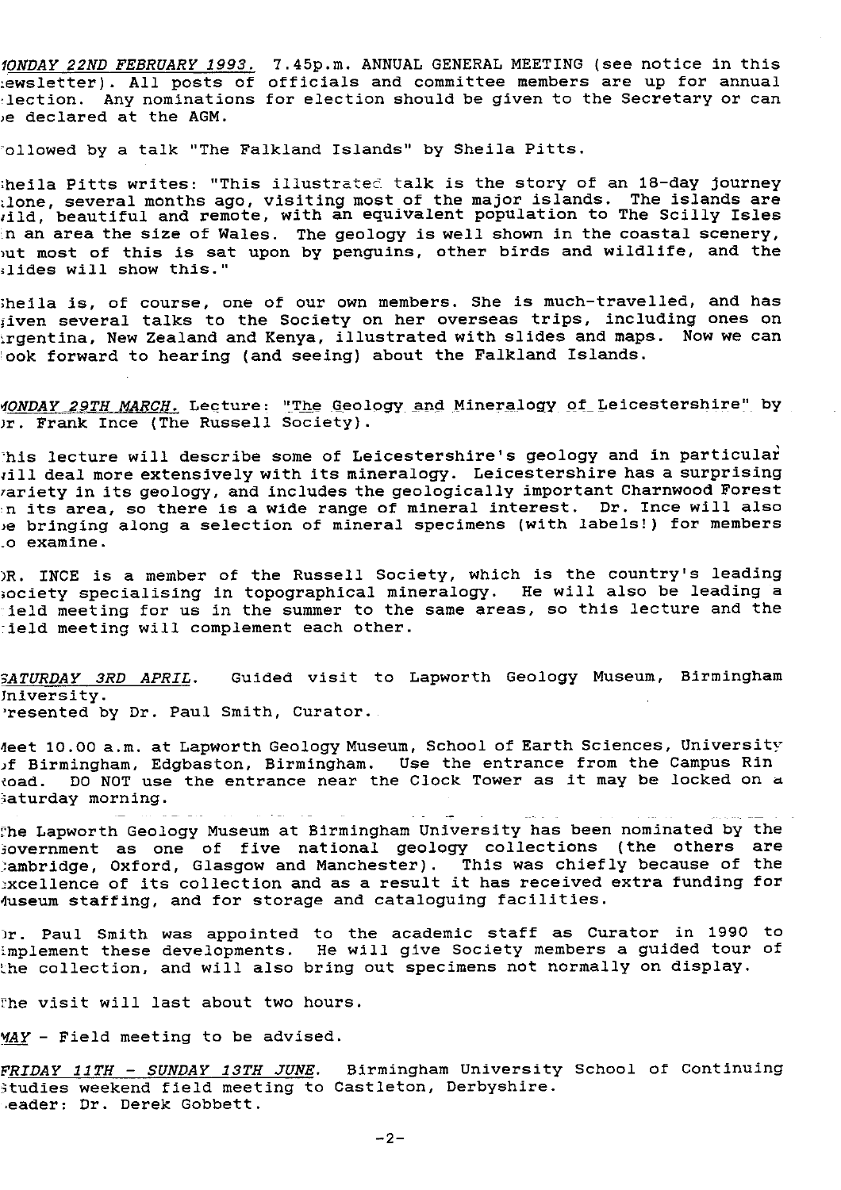*MONDAY 22ND FEBRUARY 1993.* 7.45p.m. ANNUAL GENERAL MEETING (see notice in this newsletter). All posts of officials and committee members are up for annual election. Any nominations for election should be given to the Secretary or can be declared at the AGM.

Followed by a talk "The Falkland Islands" by Sheila Pitts.

Sheila Pitts writes: "This illustrated talk is the story of an 18-day journey alone, several months ago, visiting most of the major islands. The islands are wild, beautiful and remote, with an equivalent population to The Scilly Isles in an area the size of Wales. The geology is well shown in the coastal scenery, but most of this is sat upon by penguins, other birds and wildlife, and the slides will show this."

Sheila is, of course, one of our own members. She is much-travelled, and has given several talks to the Society on her overseas trips, including ones on Argentina, New Zealand and Kenya, illustrated with slides and maps. Now we can look forward to hearing (and seeing) about the Falkland Islands.

*MONDAY 29TH MARCH.* Lecture: "The Geology and Mineralogy of Leicestershire" by Dr. Frank Ince (The Russell Society).

This lecture will describe some of Leicestershire's geology and in particular will deal more extensively with its mineralogy. Leicestershire has a surprising variety in its geology, and includes the geologically important Charnwood Forest in its area, so there is a wide range of mineral interest. Dr. Ince will also be bringing along a selection of mineral specimens (with labels!) for members to examine.

DR. INCE is a member of the Russell Society, which is the country's leading society specialising in topographical mineralogy. He will also be leading a field meeting for us in the summer to the same areas, so this lecture and the field meeting will complement each other.

*SATURDAY 3RD APRIL.* Guided visit to Lapworth Geology Museum, Birmingham University.
Presented by Dr. Paul Smith, Curator.

Meet 10.00 a.m. at Lapworth Geology Museum, School of Earth Sciences, University of Birmingham, Edgbaston, Birmingham. Use the entrance from the Campus Ring Road. DO NOT use the entrance near the Clock Tower as it may be locked on a Saturday morning.

The Lapworth Geology Museum at Birmingham University has been nominated by the Government as one of five national geology collections (the others are Cambridge, Oxford, Glasgow and Manchester). This was chiefly because of the excellence of its collection and as a result it has received extra funding for Museum staffing, and for storage and cataloguing facilities.

Dr. Paul Smith was appointed to the academic staff as Curator in 1990 to implement these developments. He will give Society members a guided tour of the collection, and will also bring out specimens not normally on display.

The visit will last about two hours.

*MAY* - Field meeting to be advised.

*FRIDAY 11TH - SUNDAY 13TH JUNE.* Birmingham University School of Continuing Studies weekend field meeting to Castleton, Derbyshire.
Leader: Dr. Derek Gobbett.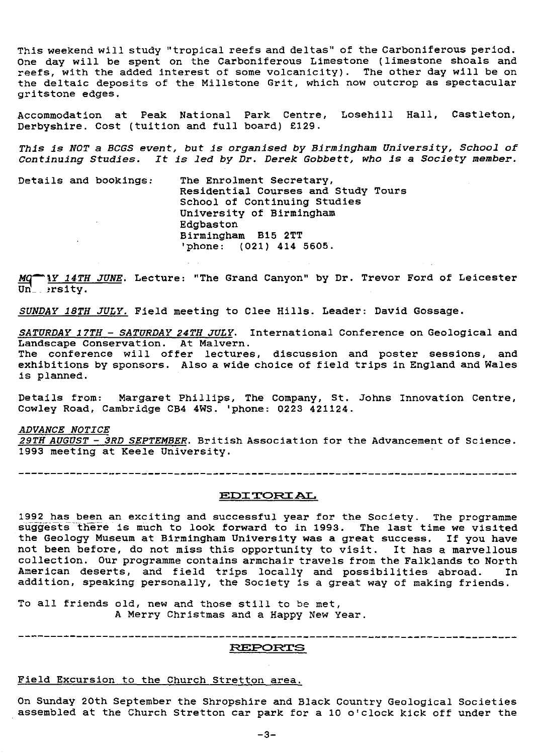This weekend will study "tropical reefs and deltas" of the Carboniferous period. One day will be spent on the Carboniferous Limestone (limestone shoals and reefs, with the added interest of some volcanicity). The other day will be on the deltaic deposits of the Millstone Grit, which now outcrop as spectacular gritstone edges.

Accommodation at Peak National Park Centre, Losehill Hall, Castleton, Derbyshire. Cost (tuition and full board) £129.

*This is NOT a BCGS event, but is organised by Birmingham University, School of Continuing Studies. It is led by Dr. Derek Gobbett, who is a Society member.*

Details and bookings:

The Enrolment Secretary,  
Residential Courses and Study Tours  
School of Continuing Studies  
University of Birmingham  
Edgbaston  
Birmingham B15 2TT  
'phone: (021) 414 5605.

*MONDAY 14TH JUNE.* Lecture: "The Grand Canyon" by Dr. Trevor Ford of Leicester University.

*SUNDAY 18TH JULY.* Field meeting to Clee Hills. Leader: David Gossage.

*SATURDAY 17TH - SATURDAY 24TH JULY.* International Conference on Geological and Landscape Conservation. At Malvern.  
The conference will offer lectures, discussion and poster sessions, and exhibitions by sponsors. Also a wide choice of field trips in England and Wales is planned.

Details from: Margaret Phillips, The Company, St. Johns Innovation Centre, Cowley Road, Cambridge CB4 4WS. 'phone: 0223 421124.

*ADVANCE NOTICE*  
*29TH AUGUST - 3RD SEPTEMBER.* British Association for the Advancement of Science. 1993 meeting at Keele University.

---

## EDITORIAL

1992 has been an exciting and successful year for the Society. The programme suggests there is much to look forward to in 1993. The last time we visited the Geology Museum at Birmingham University was a great success. If you have not been before, do not miss this opportunity to visit. It has a marvellous collection. Our programme contains armchair travels from the Falklands to North American deserts, and field trips locally and possibilities abroad. In addition, speaking personally, the Society is a great way of making friends.

To all friends old, new and those still to be met,  
A Merry Christmas and a Happy New Year.

---

## REPORTS

### Field Excursion to the Church Stretton area.

On Sunday 20th September the Shropshire and Black Country Geological Societies assembled at the Church Stretton car park for a 10 o'clock kick off under the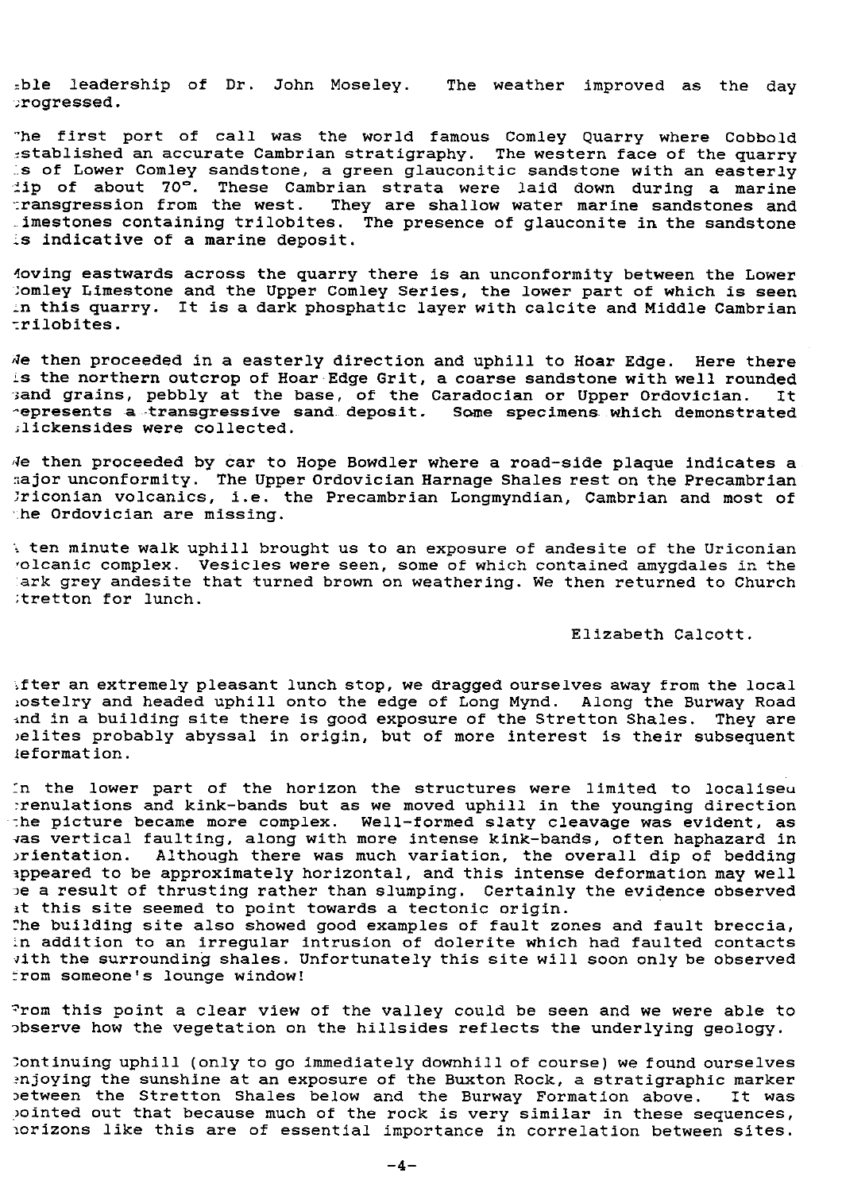able leadership of Dr. John Moseley. The weather improved as the day progressed.

The first port of call was the world famous Comley Quarry where Cobbold established an accurate Cambrian stratigraphy. The western face of the quarry is of Lower Comley sandstone, a green glauconitic sandstone with an easterly dip of about 70°. These Cambrian strata were laid down during a marine transgression from the west. They are shallow water marine sandstones and limestones containing trilobites. The presence of glauconite in the sandstone is indicative of a marine deposit.

Moving eastwards across the quarry there is an unconformity between the Lower Comley Limestone and the Upper Comley Series, the lower part of which is seen in this quarry. It is a dark phosphatic layer with calcite and Middle Cambrian trilobites.

We then proceeded in a easterly direction and uphill to Hoar Edge. Here there is the northern outcrop of Hoar Edge Grit, a coarse sandstone with well rounded sand grains, pebbly at the base, of the Caradocian or Upper Ordovician. It represents a transgressive sand deposit. Some specimens which demonstrated slickensides were collected.

We then proceeded by car to Hope Bowdler where a road-side plaque indicates a major unconformity. The Upper Ordovician Harnage Shales rest on the Precambrian Uriconian volcanics, i.e. the Precambrian Longmyndian, Cambrian and most of the Ordovician are missing.

A ten minute walk uphill brought us to an exposure of andesite of the Uriconian volcanic complex. Vesicles were seen, some of which contained amygdales in the dark grey andesite that turned brown on weathering. We then returned to Church Stretton for lunch.

Elizabeth Calcott.

After an extremely pleasant lunch stop, we dragged ourselves away from the local hostelry and headed uphill onto the edge of Long Mynd. Along the Burway Road and in a building site there is good exposure of the Stretton Shales. They are pelites probably abyssal in origin, but of more interest is their subsequent deformation.

In the lower part of the horizon the structures were limited to localised crenulations and kink-bands but as we moved uphill in the younging direction the picture became more complex. Well-formed slaty cleavage was evident, as was vertical faulting, along with more intense kink-bands, often haphazard in orientation. Although there was much variation, the overall dip of bedding appeared to be approximately horizontal, and this intense deformation may well be a result of thrusting rather than slumping. Certainly the evidence observed at this site seemed to point towards a tectonic origin.
The building site also showed good examples of fault zones and fault breccia, in addition to an irregular intrusion of dolerite which had faulted contacts with the surrounding shales. Unfortunately this site will soon only be observed from someone's lounge window!

From this point a clear view of the valley could be seen and we were able to observe how the vegetation on the hillsides reflects the underlying geology.

Continuing uphill (only to go immediately downhill of course) we found ourselves enjoying the sunshine at an exposure of the Buxton Rock, a stratigraphic marker between the Stretton Shales below and the Burway Formation above. It was pointed out that because much of the rock is very similar in these sequences, horizons like this are of essential importance in correlation between sites.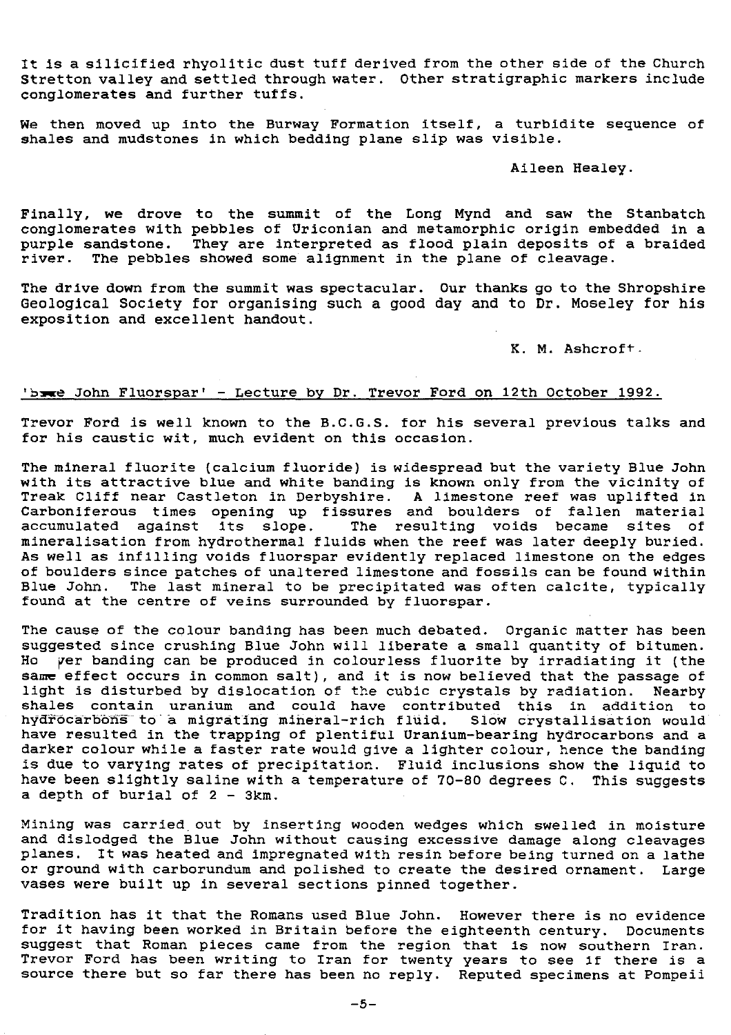It is a silicified rhyolitic dust tuff derived from the other side of the Church Stretton valley and settled through water. Other stratigraphic markers include conglomerates and further tuffs.

We then moved up into the Burway Formation itself, a turbidite sequence of shales and mudstones in which bedding plane slip was visible.

Aileen Healey.

Finally, we drove to the summit of the Long Mynd and saw the Stanbatch conglomerates with pebbles of Uriconian and metamorphic origin embedded in a purple sandstone. They are interpreted as flood plain deposits of a braided river. The pebbles showed some alignment in the plane of cleavage.

The drive down from the summit was spectacular. Our thanks go to the Shropshire Geological Society for organising such a good day and to Dr. Moseley for his exposition and excellent handout.

K. M. Ashcroft.

## 'Blue John Fluorspar' - Lecture by Dr. Trevor Ford on 12th October 1992.

Trevor Ford is well known to the B.C.G.S. for his several previous talks and for his caustic wit, much evident on this occasion.

The mineral fluorite (calcium fluoride) is widespread but the variety Blue John with its attractive blue and white banding is known only from the vicinity of Treak Cliff near Castleton in Derbyshire. A limestone reef was uplifted in Carboniferous times opening up fissures and boulders of fallen material accumulated against its slope. The resulting voids became sites of mineralisation from hydrothermal fluids when the reef was later deeply buried. As well as infilling voids fluorspar evidently replaced limestone on the edges of boulders since patches of unaltered limestone and fossils can be found within Blue John. The last mineral to be precipitated was often calcite, typically found at the centre of veins surrounded by fluorspar.

The cause of the colour banding has been much debated. Organic matter has been suggested since crushing Blue John will liberate a small quantity of bitumen. However banding can be produced in colourless fluorite by irradiating it (the same effect occurs in common salt), and it is now believed that the passage of light is disturbed by dislocation of the cubic crystals by radiation. Nearby shales contain uranium and could have contributed this in addition to hydrocarbons to a migrating mineral-rich fluid. Slow crystallisation would have resulted in the trapping of plentiful Uranium-bearing hydrocarbons and a darker colour while a faster rate would give a lighter colour, hence the banding is due to varying rates of precipitation. Fluid inclusions show the liquid to have been slightly saline with a temperature of 70-80 degrees C. This suggests a depth of burial of 2 - 3km.

Mining was carried out by inserting wooden wedges which swelled in moisture and dislodged the Blue John without causing excessive damage along cleavages planes. It was heated and impregnated with resin before being turned on a lathe or ground with carborundum and polished to create the desired ornament. Large vases were built up in several sections pinned together.

Tradition has it that the Romans used Blue John. However there is no evidence for it having been worked in Britain before the eighteenth century. Documents suggest that Roman pieces came from the region that is now southern Iran. Trevor Ford has been writing to Iran for twenty years to see if there is a source there but so far there has been no reply. Reputed specimens at Pompeii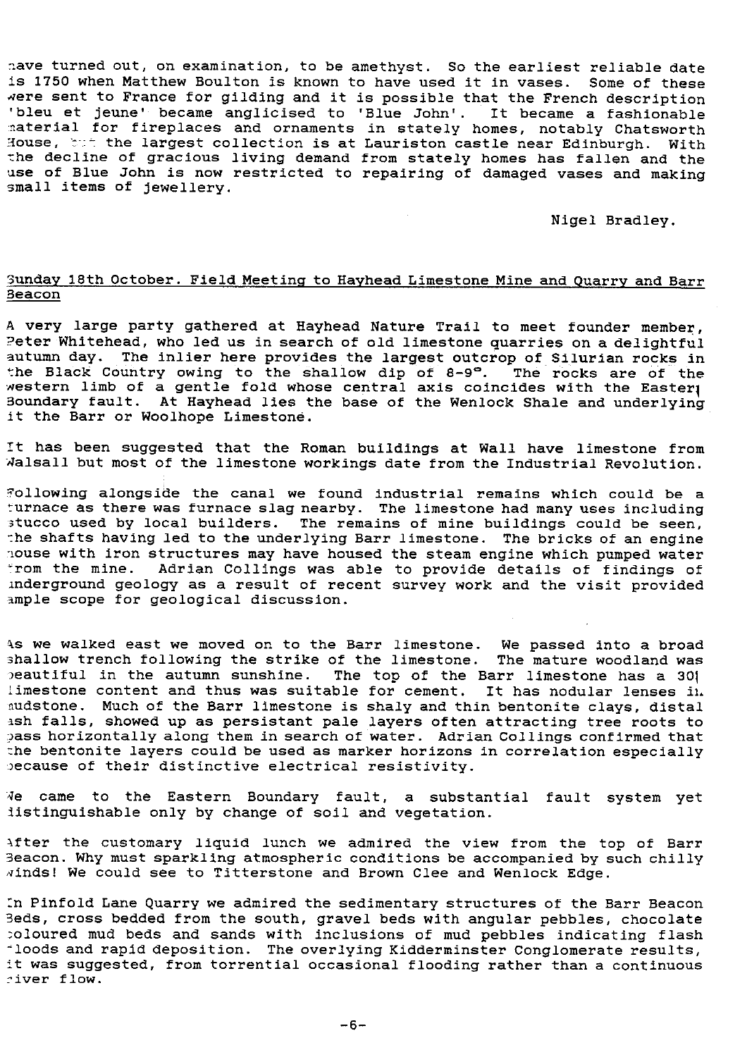have turned out, on examination, to be amethyst. So the earliest reliable date is 1750 when Matthew Boulton is known to have used it in vases. Some of these were sent to France for gilding and it is possible that the French description 'bleu et jeune' became anglicised to 'Blue John'. It became a fashionable material for fireplaces and ornaments in stately homes, notably Chatsworth House, but the largest collection is at Lauriston castle near Edinburgh. With the decline of gracious living demand from stately homes has fallen and the use of Blue John is now restricted to repairing of damaged vases and making small items of jewellery.

Nigel Bradley.

## Sunday 18th October. Field Meeting to Hayhead Limestone Mine and Quarry and Barr Beacon

A very large party gathered at Hayhead Nature Trail to meet founder member, Peter Whitehead, who led us in search of old limestone quarries on a delightful autumn day. The inlier here provides the largest outcrop of Silurian rocks in the Black Country owing to the shallow dip of 8-9°. The rocks are of the western limb of a gentle fold whose central axis coincides with the Eastern Boundary fault. At Hayhead lies the base of the Wenlock Shale and underlying it the Barr or Woolhope Limestone.

It has been suggested that the Roman buildings at Wall have limestone from Walsall but most of the limestone workings date from the Industrial Revolution.

Following alongside the canal we found industrial remains which could be a furnace as there was furnace slag nearby. The limestone had many uses including stucco used by local builders. The remains of mine buildings could be seen, the shafts having led to the underlying Barr limestone. The bricks of an engine house with iron structures may have housed the steam engine which pumped water from the mine. Adrian Collings was able to provide details of findings of underground geology as a result of recent survey work and the visit provided ample scope for geological discussion.

As we walked east we moved on to the Barr limestone. We passed into a broad shallow trench following the strike of the limestone. The mature woodland was beautiful in the autumn sunshine. The top of the Barr limestone has a 30% limestone content and thus was suitable for cement. It has nodular lenses in mudstone. Much of the Barr limestone is shaly and thin bentonite clays, distal ash falls, showed up as persistant pale layers often attracting tree roots to pass horizontally along them in search of water. Adrian Collings confirmed that the bentonite layers could be used as marker horizons in correlation especially because of their distinctive electrical resistivity.

We came to the Eastern Boundary fault, a substantial fault system yet distinguishable only by change of soil and vegetation.

After the customary liquid lunch we admired the view from the top of Barr Beacon. Why must sparkling atmospheric conditions be accompanied by such chilly winds! We could see to Titterstone and Brown Clee and Wenlock Edge.

In Pinfold Lane Quarry we admired the sedimentary structures of the Barr Beacon Beds, cross bedded from the south, gravel beds with angular pebbles, chocolate coloured mud beds and sands with inclusions of mud pebbles indicating flash floods and rapid deposition. The overlying Kidderminster Conglomerate results, it was suggested, from torrential occasional flooding rather than a continuous river flow.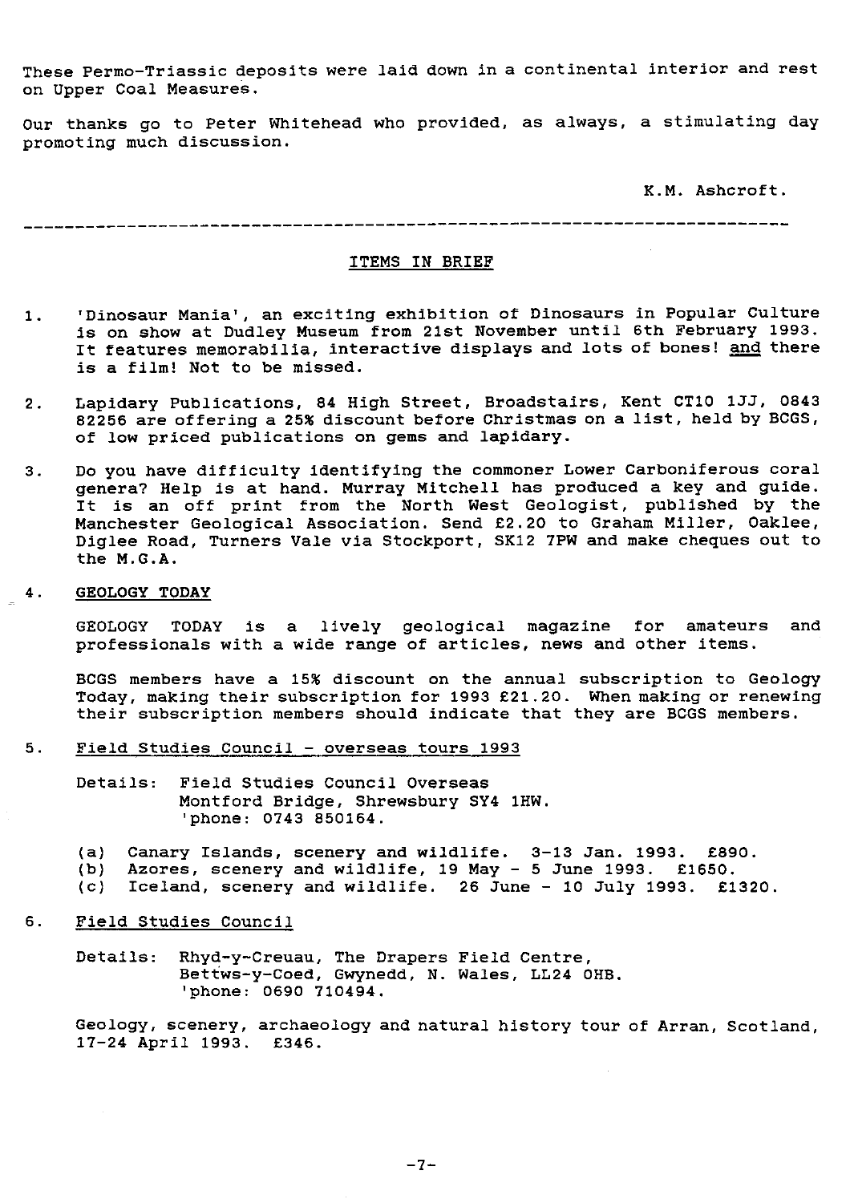These Permo-Triassic deposits were laid down in a continental interior and rest on Upper Coal Measures.

Our thanks go to Peter Whitehead who provided, as always, a stimulating day promoting much discussion.

K.M. Ashcroft.

---

## ITEMS IN BRIEF

1. 'Dinosaur Mania', an exciting exhibition of Dinosaurs in Popular Culture is on show at Dudley Museum from 21st November until 6th February 1993. It features memorabilia, interactive displays and lots of bones! and there is a film! Not to be missed.

2. Lapidary Publications, 84 High Street, Broadstairs, Kent CT10 1JJ, 0843 82256 are offering a 25% discount before Christmas on a list, held by BCGS, of low priced publications on gems and lapidary.

3. Do you have difficulty identifying the commoner Lower Carboniferous coral genera? Help is at hand. Murray Mitchell has produced a key and guide. It is an off print from the North West Geologist, published by the Manchester Geological Association. Send £2.20 to Graham Miller, Oaklee, Diglee Road, Turners Vale via Stockport, SK12 7PW and make cheques out to the M.G.A.

4. GEOLOGY TODAY

   GEOLOGY TODAY is a lively geological magazine for amateurs and professionals with a wide range of articles, news and other items.

   BCGS members have a 15% discount on the annual subscription to Geology Today, making their subscription for 1993 £21.20. When making or renewing their subscription members should indicate that they are BCGS members.

5. Field Studies Council - overseas tours 1993

   Details: Field Studies Council Overseas
   Montford Bridge, Shrewsbury SY4 1HW.
   'phone: 0743 850164.

   (a) Canary Islands, scenery and wildlife. 3-13 Jan. 1993. £890.
   (b) Azores, scenery and wildlife, 19 May - 5 June 1993. £1650.
   (c) Iceland, scenery and wildlife. 26 June - 10 July 1993. £1320.

6. Field Studies Council

   Details: Rhyd-y-Creuau, The Drapers Field Centre,
   Bettws-y-Coed, Gwynedd, N. Wales, LL24 0HB.
   'phone: 0690 710494.

   Geology, scenery, archaeology and natural history tour of Arran, Scotland, 17-24 April 1993. £346.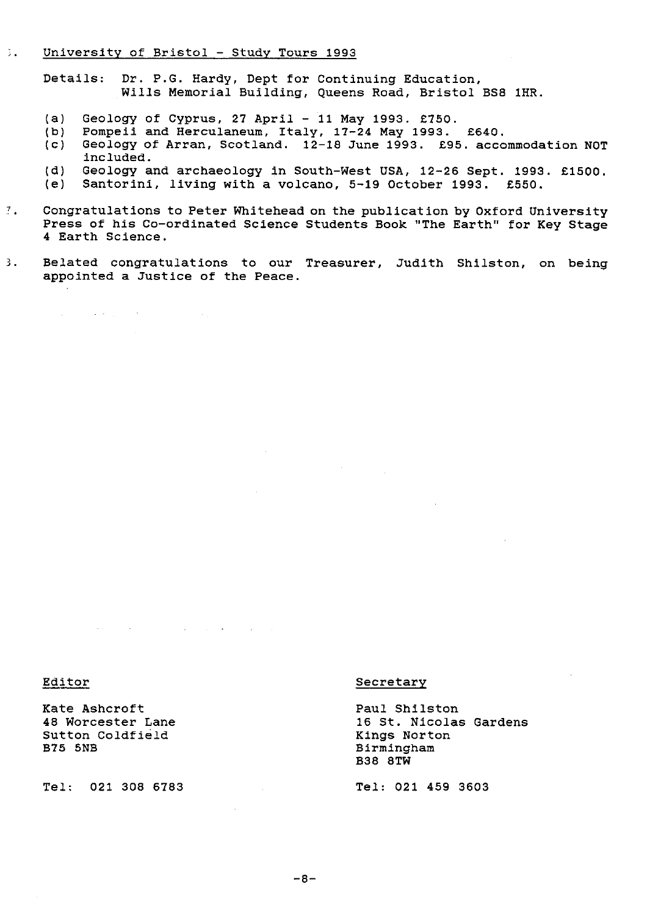6. University of Bristol - Study Tours 1993

Details: Dr. P.G. Hardy, Dept for Continuing Education, Wills Memorial Building, Queens Road, Bristol BS8 1HR.

(a) Geology of Cyprus, 27 April - 11 May 1993. £750.
(b) Pompeii and Herculaneum, Italy, 17-24 May 1993. £640.
(c) Geology of Arran, Scotland. 12-18 June 1993. £95. accommodation NOT included.
(d) Geology and archaeology in South-West USA, 12-26 Sept. 1993. £1500.
(e) Santorini, living with a volcano, 5-19 October 1993. £550.

7. Congratulations to Peter Whitehead on the publication by Oxford University Press of his Co-ordinated Science Students Book "The Earth" for Key Stage 4 Earth Science.

8. Belated congratulations to our Treasurer, Judith Shilston, on being appointed a Justice of the Peace.

Editor

Kate Ashcroft
48 Worcester Lane
Sutton Coldfield
B75 5NB

Tel: 021 308 6783

Secretary

Paul Shilston
16 St. Nicolas Gardens
Kings Norton
Birmingham
B38 8TW

Tel: 021 459 3603